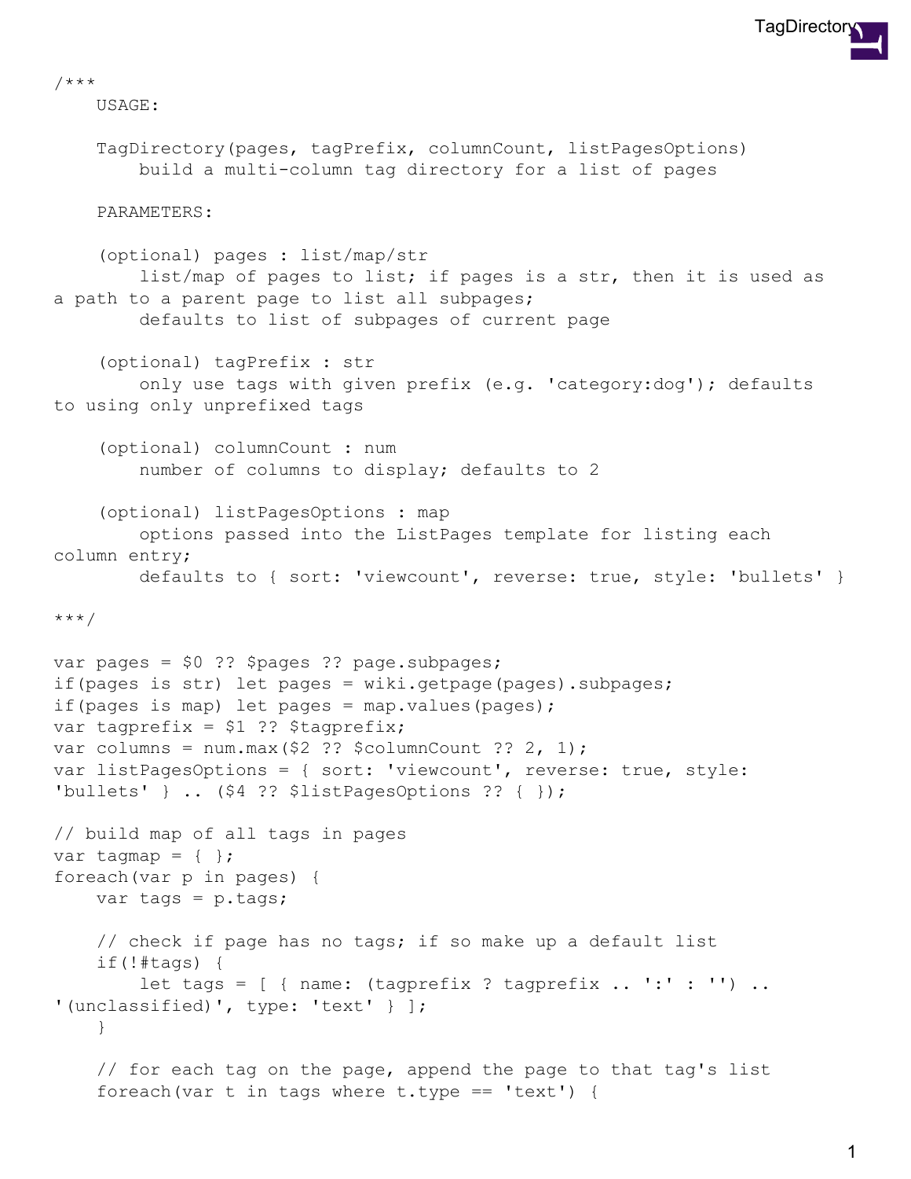```
/***
    USAGE:

    TagDirectory(pages, tagPrefix, columnCount, listPagesOptions)
        build a multi-column tag directory for a list of pages

    PARAMETERS:

    (optional) pages : list/map/str
        list/map of pages to list; if pages is a str, then it is used as
a path to a parent page to list all subpages;
        defaults to list of subpages of current page

    (optional) tagPrefix : str
        only use tags with given prefix (e.g. 'category:dog'); defaults
to using only unprefixed tags

    (optional) columnCount : num
        number of columns to display; defaults to 2

    (optional) listPagesOptions : map
        options passed into the ListPages template for listing each
column entry;
        defaults to { sort: 'viewcount', reverse: true, style: 'bullets' }

***/

var pages = $0 ?? $pages ?? page.subpages;
if(pages is str) let pages = wiki.getpage(pages).subpages;
if(pages is map) let pages = map.values(pages);
var tagprefix = $1 ?? $tagprefix;
var columns = num.max($2 ?? $columnCount ?? 2, 1);
var listPagesOptions = { sort: 'viewcount', reverse: true, style:
'bullets' } .. ($4 ?? $listPagesOptions ?? { });

// build map of all tags in pages
var tagmap = { };
foreach(var p in pages) {
    var tags = p.tags;

    // check if page has no tags; if so make up a default list
    if(!#tags) {
        let tags = [ { name: (tagprefix ? tagprefix .. ':' : '') ..
'(unclassified)', type: 'text' } ];
    }

    // for each tag on the page, append the page to that tag's list
    foreach(var t in tags where t.type == 'text') {
```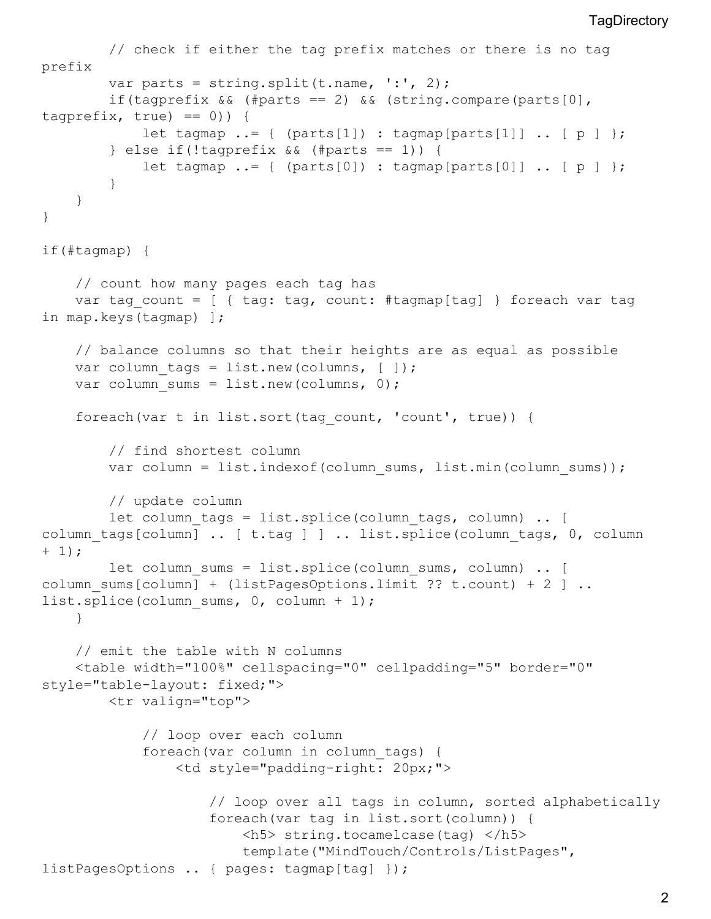```
        // check if either the tag prefix matches or there is no tag prefix
        var parts = string.split(t.name, ':', 2);
        if(tagprefix && (#parts == 2) && (string.compare(parts[0], tagprefix, true) == 0)) {
            let tagmap ..= { (parts[1]) : tagmap[parts[1]] .. [ p ] };
        } else if(!tagprefix && (#parts == 1)) {
            let tagmap ..= { (parts[0]) : tagmap[parts[0]] .. [ p ] };
        }
    }
}

if(#tagmap) {

    // count how many pages each tag has
    var tag_count = [ { tag: tag, count: #tagmap[tag] } foreach var tag in map.keys(tagmap) ];

    // balance columns so that their heights are as equal as possible
    var column_tags = list.new(columns, [ ]);
    var column_sums = list.new(columns, 0);

    foreach(var t in list.sort(tag_count, 'count', true)) {

        // find shortest column
        var column = list.indexof(column_sums, list.min(column_sums));

        // update column
        let column_tags = list.splice(column_tags, column) .. [ column_tags[column] .. [ t.tag ] ] .. list.splice(column_tags, 0, column + 1);
        let column_sums = list.splice(column_sums, column) .. [ column_sums[column] + (listPagesOptions.limit ?? t.count) + 2 ] .. list.splice(column_sums, 0, column + 1);
    }

    // emit the table with N columns
    <table width="100%" cellspacing="0" cellpadding="5" border="0" style="table-layout: fixed;">
        <tr valign="top">

            // loop over each column
            foreach(var column in column_tags) {
                <td style="padding-right: 20px;">

                    // loop over all tags in column, sorted alphabetically
                    foreach(var tag in list.sort(column)) {
                        <h5> string.tocamelcase(tag) </h5>
                        template("MindTouch/Controls/ListPages", listPagesOptions .. { pages: tagmap[tag] });
```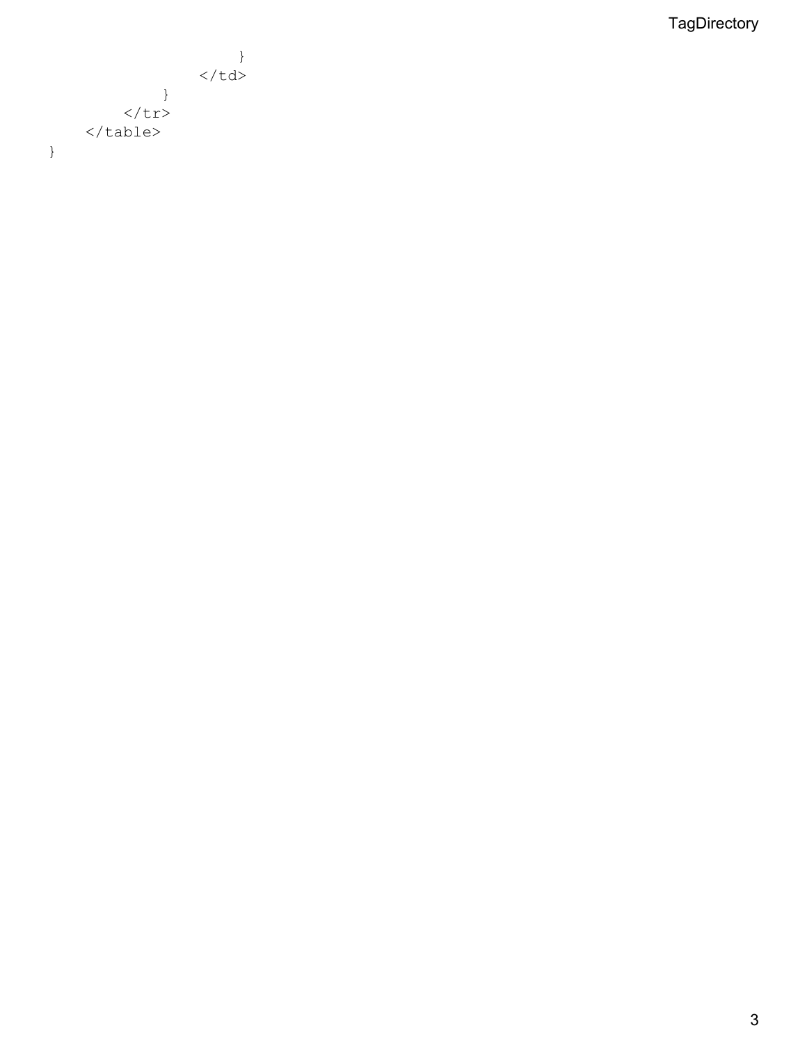```
                    }
                </td>
            }
        </tr>
    </table>
}
```